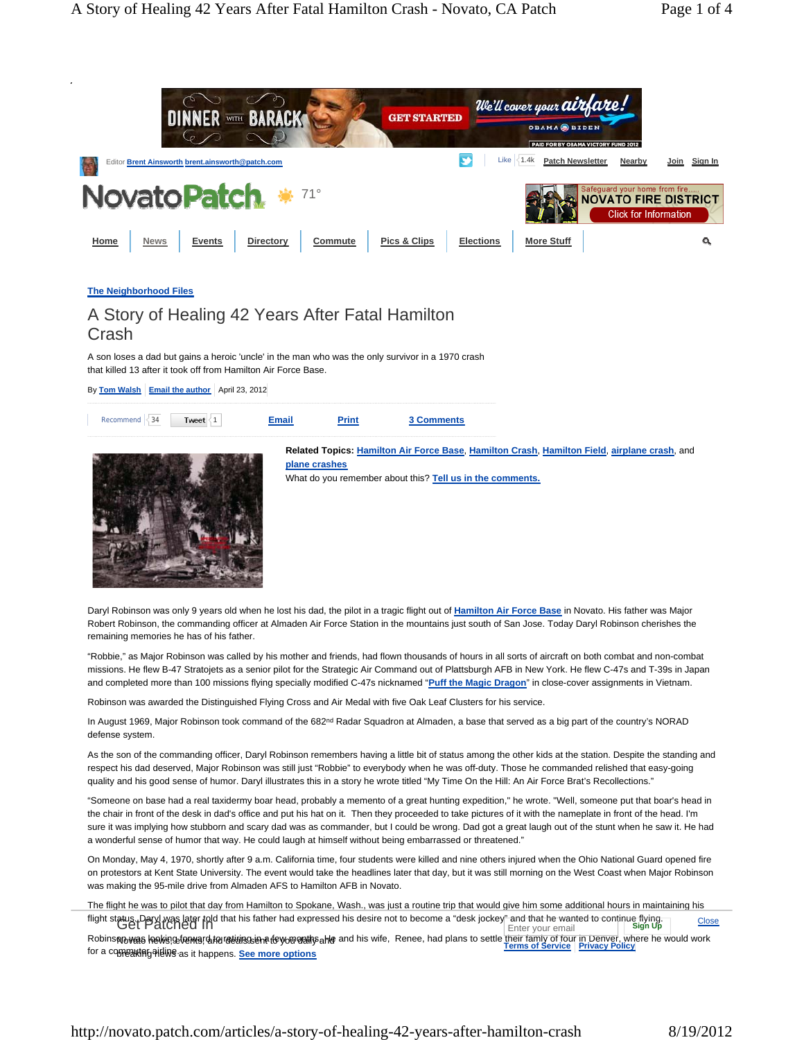The Neighborhood Files

# A Story of Healing 42 Years After Fatal Hamilton Crash

A son loses a dad but gains a heroic 'uncle' in the man who was the only survivor in a 1970 crash that killed 13 after it took off from Hamilton Air Force Base.

By Tom Walsh | Email the author | April 23, 2012

**Related Topics:** Hamilton Air Force Base, Hamilton Crash, Hamilton Field, airplane crash, and plane crashes

What do you remember about this? Tell us in the comments.

Daryl Robinson was only 9 years old when he lost his dad, the pilot in a tragic flight out of Hamilton Air Force Base in Novato. His father was Major Robert Robinson, the commanding officer at Almaden Air Force Station in the mountains just south of San Jose. Today Daryl Robinson cherishes the remaining memories he has of his father.

"Robbie," as Major Robinson was called by his mother and friends, had flown thousands of hours in all sorts of aircraft on both combat and non-combat missions. He flew B-47 Stratojets as a senior pilot for the Strategic Air Command out of Plattsburgh AFB in New York. He flew C-47s and T-39s in Japan and completed more than 100 missions flying specially modified C-47s nicknamed "Puff the Magic Dragon" in close-cover assignments in Vietnam.

Robinson was awarded the Distinguished Flying Cross and Air Medal with five Oak Leaf Clusters for his service.

In August 1969, Major Robinson took command of the 682nd Radar Squadron at Almaden, a base that served as a big part of the country's NORAD defense system.

As the son of the commanding officer, Daryl Robinson remembers having a little bit of status among the other kids at the station. Despite the standing and respect his dad deserved, Major Robinson was still just "Robbie" to everybody when he was off-duty. Those he commanded relished that easy-going quality and his good sense of humor. Daryl illustrates this in a story he wrote titled "My Time On the Hill: An Air Force Brat's Recollections."

"Someone on base had a real taxidermy boar head, probably a memento of a great hunting expedition," he wrote. "Well, someone put that boar's head in the chair in front of the desk in dad's office and put his hat on it. Then they proceeded to take pictures of it with the nameplate in front of the head. I'm sure it was implying how stubborn and scary dad was as commander, but I could be wrong. Dad got a great laugh out of the stunt when he saw it. He had a wonderful sense of humor that way. He could laugh at himself without being embarrassed or threatened."

On Monday, May 4, 1970, shortly after 9 a.m. California time, four students were killed and nine others injured when the Ohio National Guard opened fire on protestors at Kent State University. The event would take the headlines later that day, but it was still morning on the West Coast when Major Robinson was making the 95-mile drive from Almaden AFS to Hamilton AFB in Novato.

The flight he was to pilot that day from Hamilton to Spokane, Wash., was just a routine trip that would give him some additional hours in maintaining his flight status. Daryl was later told that his father had expressed his desire not to become a "desk jockey" and that he wanted to continue flying. Robinson was looking forward to retiring in a few months. He and his wife, Renee, had plans to settle their family of four in Denver, where he would work for a commuter airline.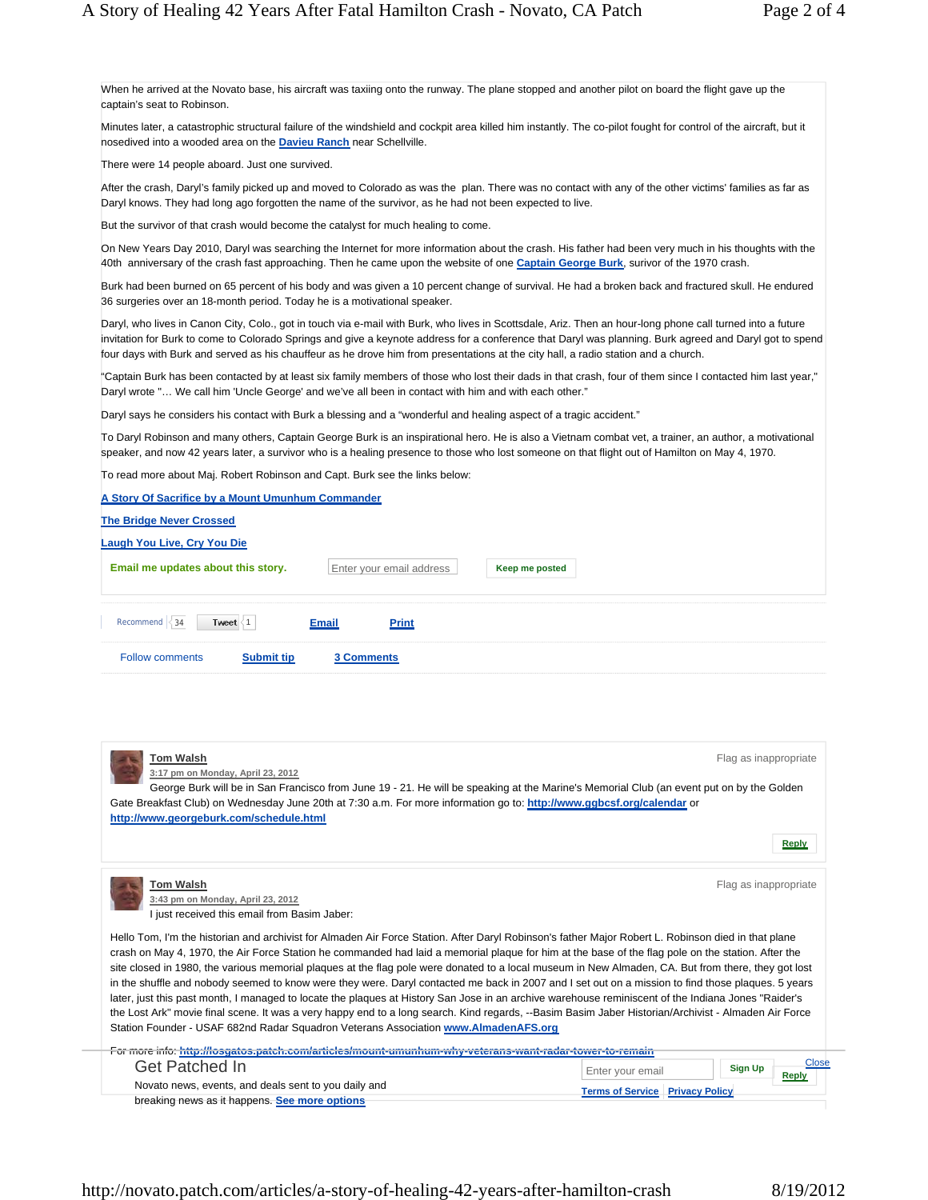When he arrived at the Novato base, his aircraft was taxiing onto the runway. The plane stopped and another pilot on board the flight gave up the captain's seat to Robinson.

Minutes later, a catastrophic structural failure of the windshield and cockpit area killed him instantly. The co-pilot fought for control of the aircraft, but it nosedived into a wooded area on the **Davieu Ranch** near Schellville.

There were 14 people aboard. Just one survived.

After the crash, Daryl's family picked up and moved to Colorado as was the plan. There was no contact with any of the other victims' families as far as Daryl knows. They had long ago forgotten the name of the survivor, as he had not been expected to live.

But the survivor of that crash would become the catalyst for much healing to come.

On New Years Day 2010, Daryl was searching the Internet for more information about the crash. His father had been very much in his thoughts with the 40th anniversary of the crash fast approaching. Then he came upon the website of one **Captain George Burk**, survivor of the 1970 crash.

Burk had been burned on 65 percent of his body and was given a 10 percent change of survival. He had a broken back and fractured skull. He endured 36 surgeries over an 18-month period. Today he is a motivational speaker.

Daryl, who lives in Canon City, Colo., got in touch via e-mail with Burk, who lives in Scottsdale, Ariz. Then an hour-long phone call turned into a future invitation for Burk to come to Colorado Springs and give a keynote address for a conference that Daryl was planning. Burk agreed and Daryl got to spend four days with Burk and served as his chauffeur as he drove him from presentations at the city hall, a radio station and a church.

"Captain Burk has been contacted by at least six family members of those who lost their dads in that crash, four of them since I contacted him last year," Daryl wrote "… We call him 'Uncle George' and we've all been in contact with him and with each other."

Daryl says he considers his contact with Burk a blessing and a "wonderful and healing aspect of a tragic accident."

To Daryl Robinson and many others, Captain George Burk is an inspirational hero. He is also a Vietnam combat vet, a trainer, an author, a motivational speaker, and now 42 years later, a survivor who is a healing presence to those who lost someone on that flight out of Hamilton on May 4, 1970.

To read more about Maj. Robert Robinson and Capt. Burk see the links below:

**A Story Of Sacrifice by a Mount Umunhum Commander**

**The Bridge Never Crossed**

**Laugh You Live, Cry You Die**

**Email me updates about this story.** Enter your email address | Keep me posted

Recommend 34 | Tweet 1 | **Email** | **Print**

Follow comments | **Submit tip** | **3 Comments**

---

**Tom Walsh**
3:17 pm on Monday, April 23, 2012

George Burk will be in San Francisco from June 19 - 21. He will be speaking at the Marine's Memorial Club (an event put on by the Golden Gate Breakfast Club) on Wednesday June 20th at 7:30 a.m. For more information go to: **http://www.ggbcsf.org/calendar** or **http://www.georgeburk.com/schedule.html**

Reply

---

**Tom Walsh**
3:43 pm on Monday, April 23, 2012

I just received this email from Basim Jaber:

Hello Tom, I'm the historian and archivist for Almaden Air Force Station. After Daryl Robinson's father Major Robert L. Robinson died in that plane crash on May 4, 1970, the Air Force Station he commanded had laid a memorial plaque for him at the base of the flag pole on the station. After the site closed in 1980, the various memorial plaques at the flag pole were donated to a local museum in New Almaden, CA. But from there, they got lost in the shuffle and nobody seemed to know were they were. Daryl contacted me back in 2007 and I set out on a mission to find those plaques. 5 years later, just this past month, I managed to locate the plaques at History San Jose in an archive warehouse reminiscent of the Indiana Jones "Raider's the Lost Ark" movie final scene. It was a very happy end to a long search. Kind regards, --Basim Basim Jaber Historian/Archivist - Almaden Air Force Station Founder - USAF 682nd Radar Squadron Veterans Association **www.AlmadenAFS.org**

For more info: **http://losgatos.patch.com/articles/mount-umunhum-why-veterans-want-radar-tower-to-remain**

Reply

---

Get Patched In

Novato news, events, and deals sent to you daily and breaking news as it happens. **See more options**

Enter your email | Sign Up | Close

**Terms of Service** | **Privacy Policy**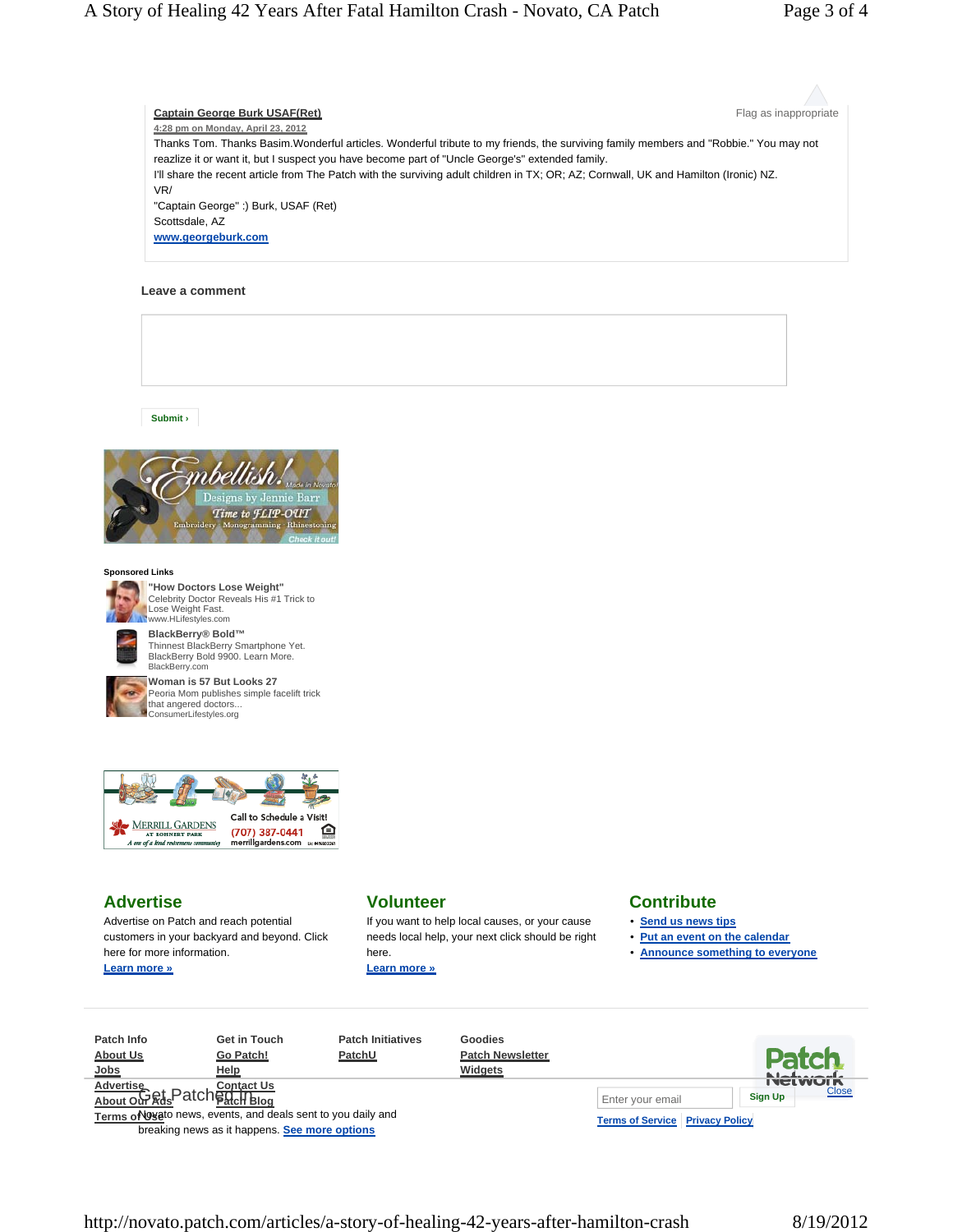**Captain George Burk USAF(Ret)**

4:28 pm on Monday, April 23, 2012

Flag as inappropriate

Thanks Tom. Thanks Basim.Wonderful articles. Wonderful tribute to my friends, the surviving family members and "Robbie." You may not reazlize it or want it, but I suspect you have become part of "Uncle George's" extended family.

I'll share the recent article from The Patch with the surviving adult children in TX; OR; AZ; Cornwall, UK and Hamilton (Ironic) NZ.

VR/

"Captain George" :) Burk, USAF (Ret)

Scottsdale, AZ

www.georgeburk.com

**Leave a comment**

Submit ›

**Sponsored Links**

**"How Doctors Lose Weight"**
Celebrity Doctor Reveals His #1 Trick to Lose Weight Fast.
www.HLifestyles.com

**BlackBerry® Bold™**
Thinnest BlackBerry Smartphone Yet. BlackBerry Bold 9900. Learn More.
BlackBerry.com

**Woman is 57 But Looks 27**
Peoria Mom publishes simple facelift trick that angered doctors...
ConsumerLifestyles.org

## Advertise

Advertise on Patch and reach potential customers in your backyard and beyond. Click here for more information.

Learn more »

## Volunteer

If you want to help local causes, or your cause needs local help, your next click should be right here.

Learn more »

## Contribute

- Send us news tips
- Put an event on the calendar
- Announce something to everyone

**Patch Info**
- About Us
- Jobs
- Advertise
- About Our Ads
- Terms of Use

**Get in Touch**
- Go Patch!
- Help
- Contact Us
- Patch Blog

**Patch Initiatives**
- PatchU

**Goodies**
- Patch Newsletter
- Widgets

Get Patched In

Novato news, events, and deals sent to you daily and breaking news as it happens. See more options

Enter your email | Sign Up

Close

Terms of Service | Privacy Policy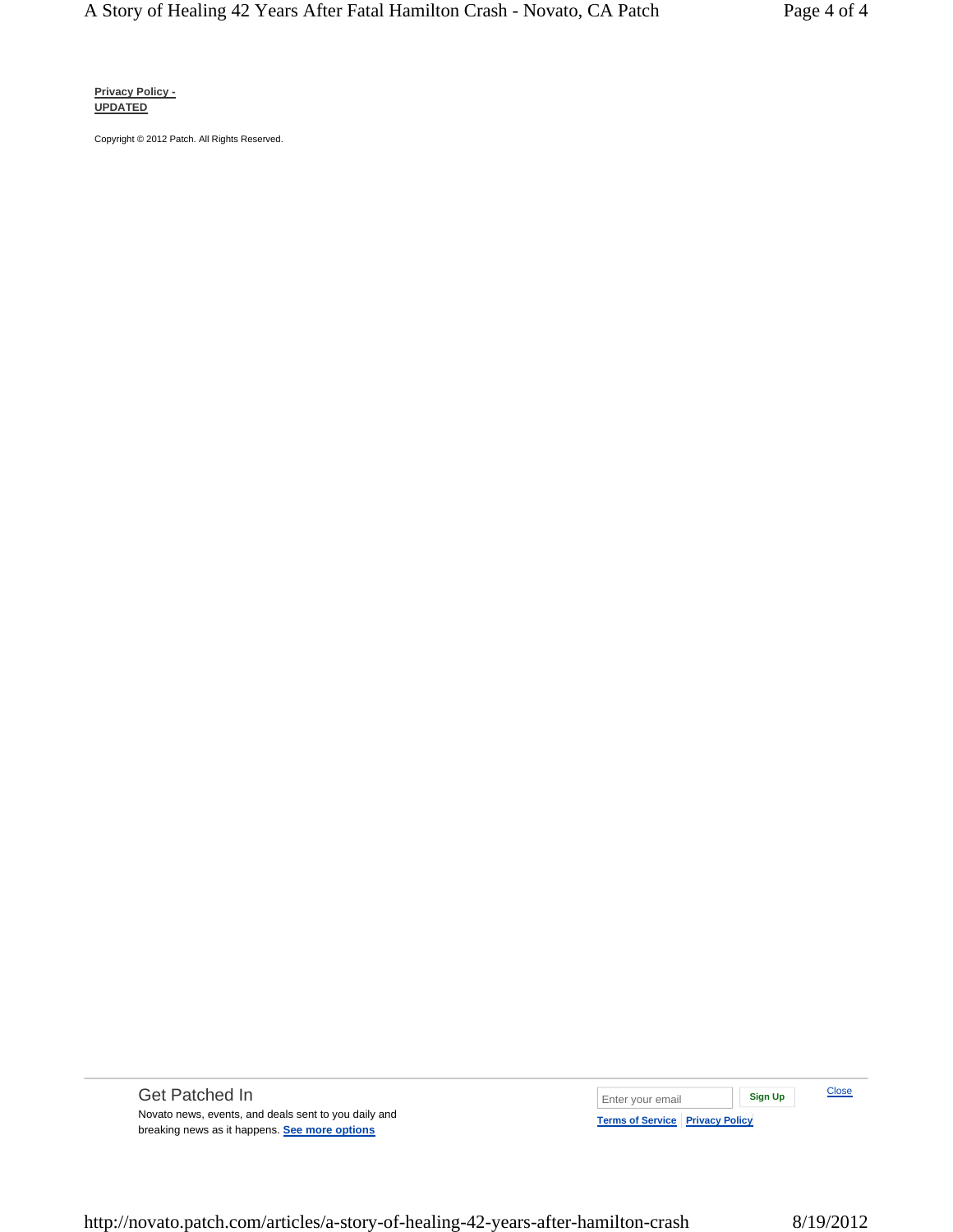**Privacy Policy - UPDATED**

Copyright © 2012 Patch. All Rights Reserved.

Get Patched In

Novato news, events, and deals sent to you daily and breaking news as it happens. **See more options**

Enter your email **Sign Up**

**Terms of Service** | **Privacy Policy**

Close